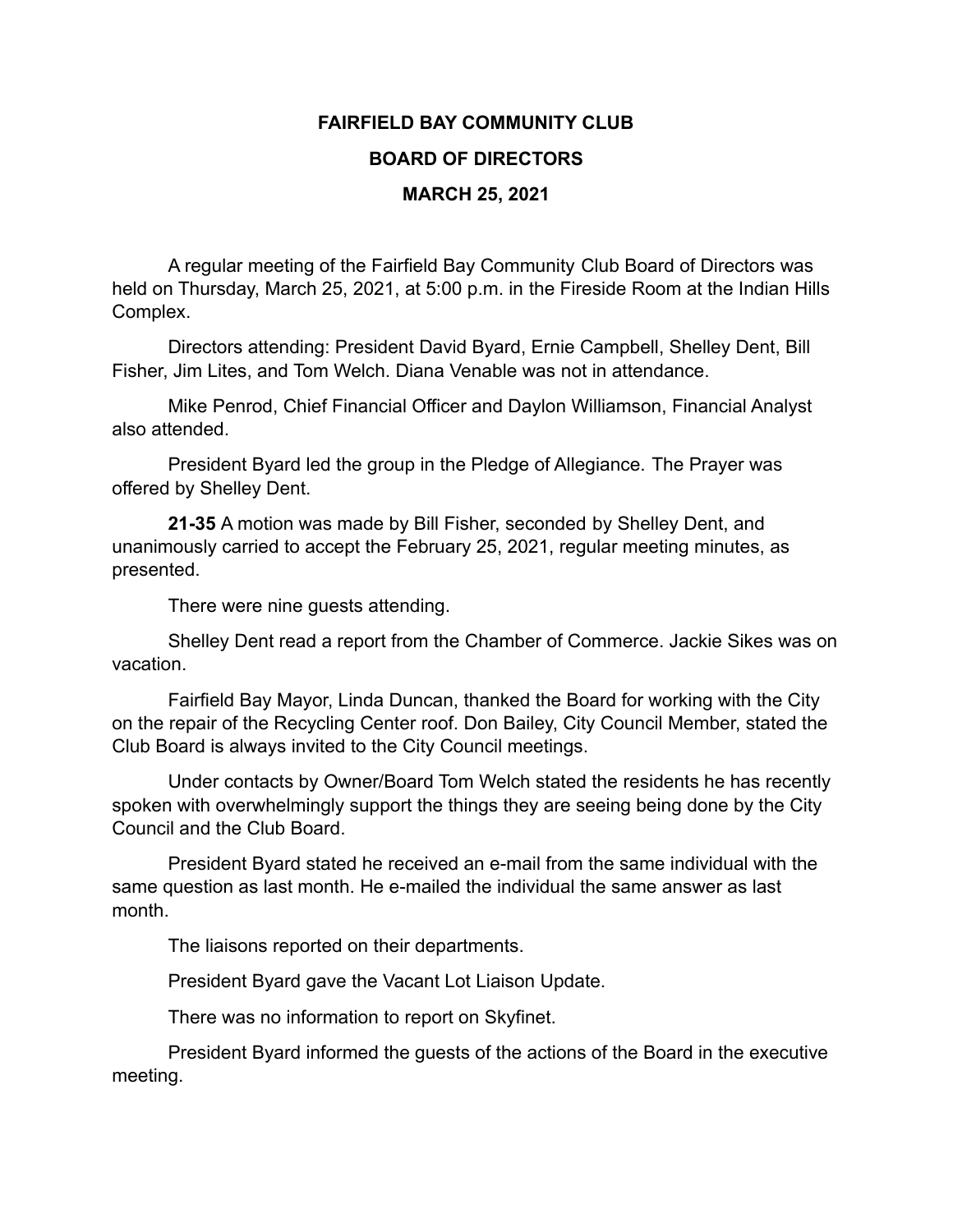# FAIRFIELD BAY COMMUNITY CLUB

## BOARD OF DIRECTORS

## MARCH 25, 2021

A regular meeting of the Fairfield Bay Community Club Board of Directors was held on Thursday, March 25, 2021, at 5:00 p.m. in the Fireside Room at the Indian Hills Complex.

Directors attending: President David Byard, Ernie Campbell, Shelley Dent, Bill Fisher, Jim Lites, and Tom Welch. Diana Venable was not in attendance.

Mike Penrod, Chief Financial Officer and Daylon Williamson, Financial Analyst also attended.

President Byard led the group in the Pledge of Allegiance. The Prayer was offered by Shelley Dent.

**21-35** A motion was made by Bill Fisher, seconded by Shelley Dent, and unanimously carried to accept the February 25, 2021, regular meeting minutes, as presented.

There were nine guests attending.

Shelley Dent read a report from the Chamber of Commerce. Jackie Sikes was on vacation.

Fairfield Bay Mayor, Linda Duncan, thanked the Board for working with the City on the repair of the Recycling Center roof. Don Bailey, City Council Member, stated the Club Board is always invited to the City Council meetings.

Under contacts by Owner/Board Tom Welch stated the residents he has recently spoken with overwhelmingly support the things they are seeing being done by the City Council and the Club Board.

President Byard stated he received an e-mail from the same individual with the same question as last month. He e-mailed the individual the same answer as last month.

The liaisons reported on their departments.

President Byard gave the Vacant Lot Liaison Update.

There was no information to report on Skyfinet.

President Byard informed the guests of the actions of the Board in the executive meeting.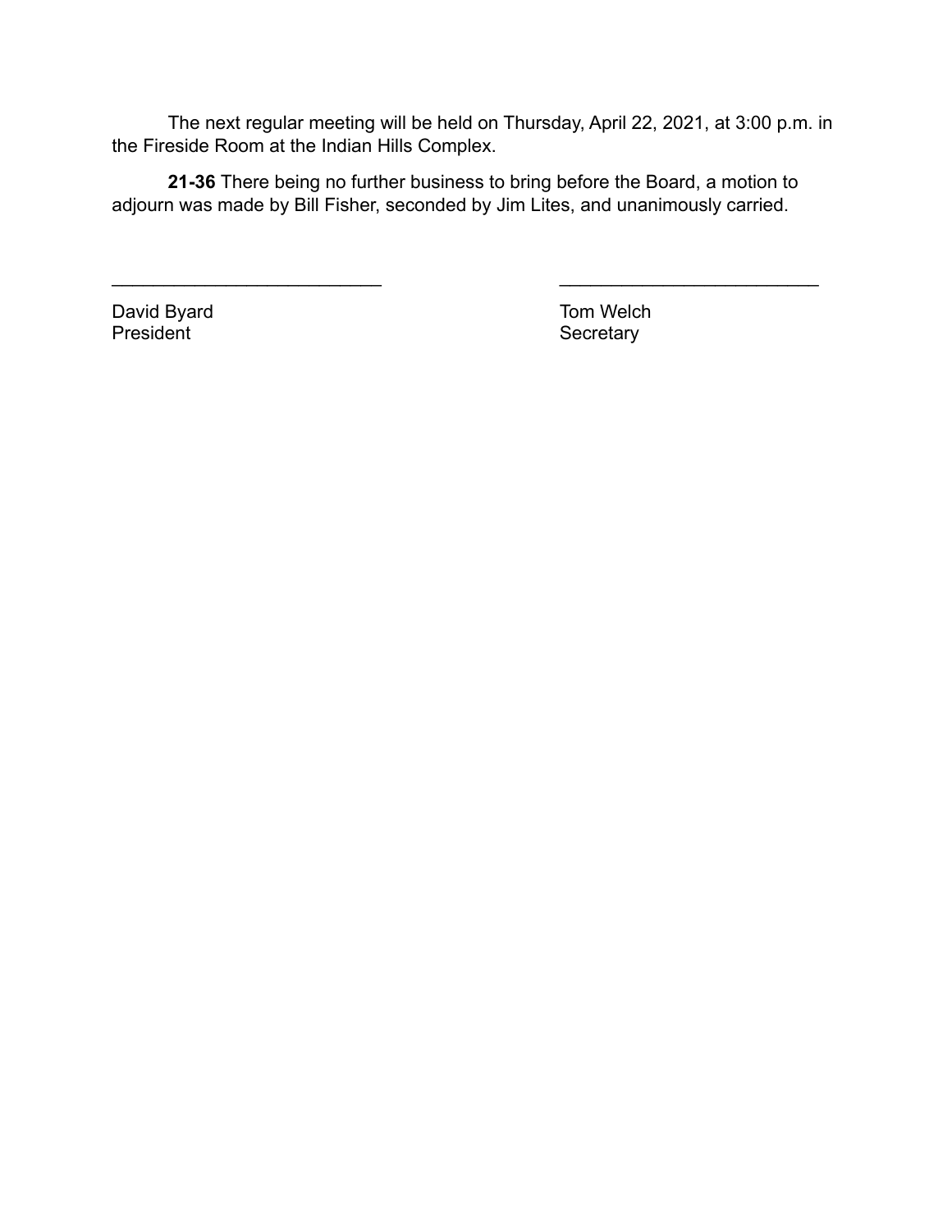The next regular meeting will be held on Thursday, April 22, 2021, at 3:00 p.m. in the Fireside Room at the Indian Hills Complex.

**21-36** There being no further business to bring before the Board, a motion to adjourn was made by Bill Fisher, seconded by Jim Lites, and unanimously carried.

| | |
|---|---|
| ___________________________ | ___________________________ |
| David Byard | Tom Welch |
| President | Secretary |